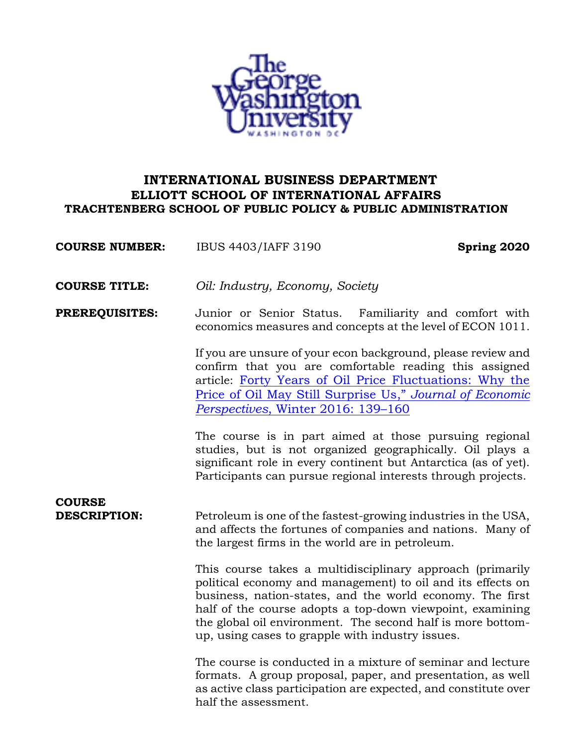**INTERNATIONAL BUSINESS DEPARTMENT**
**ELLIOTT SCHOOL OF INTERNATIONAL AFFAIRS**
**TRACHTENBERG SCHOOL OF PUBLIC POLICY & PUBLIC ADMINISTRATION**

**COURSE NUMBER:** IBUS 4403/IAFF 3190 **Spring 2020**

**COURSE TITLE:** *Oil: Industry, Economy, Society*

**PREREQUISITES:** Junior or Senior Status. Familiarity and comfort with economics measures and concepts at the level of ECON 1011.

If you are unsure of your econ background, please review and confirm that you are comfortable reading this assigned article: Forty Years of Oil Price Fluctuations: Why the Price of Oil May Still Surprise Us," *Journal of Economic Perspectives*, Winter 2016: 139–160

The course is in part aimed at those pursuing regional studies, but is not organized geographically. Oil plays a significant role in every continent but Antarctica (as of yet). Participants can pursue regional interests through projects.

**COURSE DESCRIPTION:** Petroleum is one of the fastest-growing industries in the USA, and affects the fortunes of companies and nations. Many of the largest firms in the world are in petroleum.

This course takes a multidisciplinary approach (primarily political economy and management) to oil and its effects on business, nation-states, and the world economy. The first half of the course adopts a top-down viewpoint, examining the global oil environment. The second half is more bottom-up, using cases to grapple with industry issues.

The course is conducted in a mixture of seminar and lecture formats. A group proposal, paper, and presentation, as well as active class participation are expected, and constitute over half the assessment.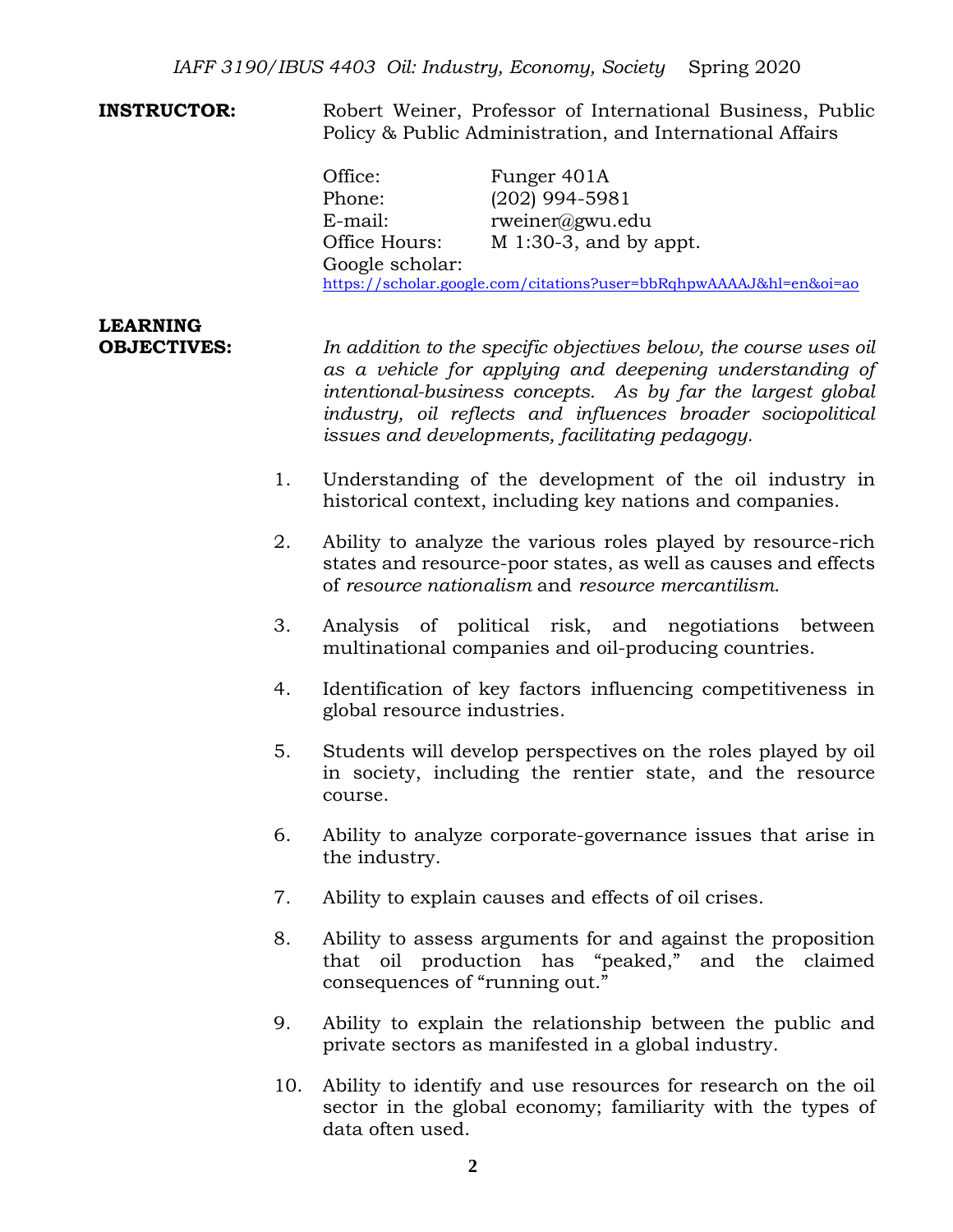**INSTRUCTOR:** Robert Weiner, Professor of International Business, Public Policy & Public Administration, and International Affairs

Office: Funger 401A
Phone: (202) 994-5981
E-mail: rweiner@gwu.edu
Office Hours: M 1:30-3, and by appt.
Google scholar:
https://scholar.google.com/citations?user=bbRqhpwAAAAJ&hl=en&oi=ao

**LEARNING OBJECTIVES:**

*In addition to the specific objectives below, the course uses oil as a vehicle for applying and deepening understanding of intentional-business concepts. As by far the largest global industry, oil reflects and influences broader sociopolitical issues and developments, facilitating pedagogy.*

1. Understanding of the development of the oil industry in historical context, including key nations and companies.
2. Ability to analyze the various roles played by resource-rich states and resource-poor states, as well as causes and effects of *resource nationalism* and *resource mercantilism*.
3. Analysis of political risk, and negotiations between multinational companies and oil-producing countries.
4. Identification of key factors influencing competitiveness in global resource industries.
5. Students will develop perspectives on the roles played by oil in society, including the rentier state, and the resource course.
6. Ability to analyze corporate-governance issues that arise in the industry.
7. Ability to explain causes and effects of oil crises.
8. Ability to assess arguments for and against the proposition that oil production has "peaked," and the claimed consequences of "running out."
9. Ability to explain the relationship between the public and private sectors as manifested in a global industry.
10. Ability to identify and use resources for research on the oil sector in the global economy; familiarity with the types of data often used.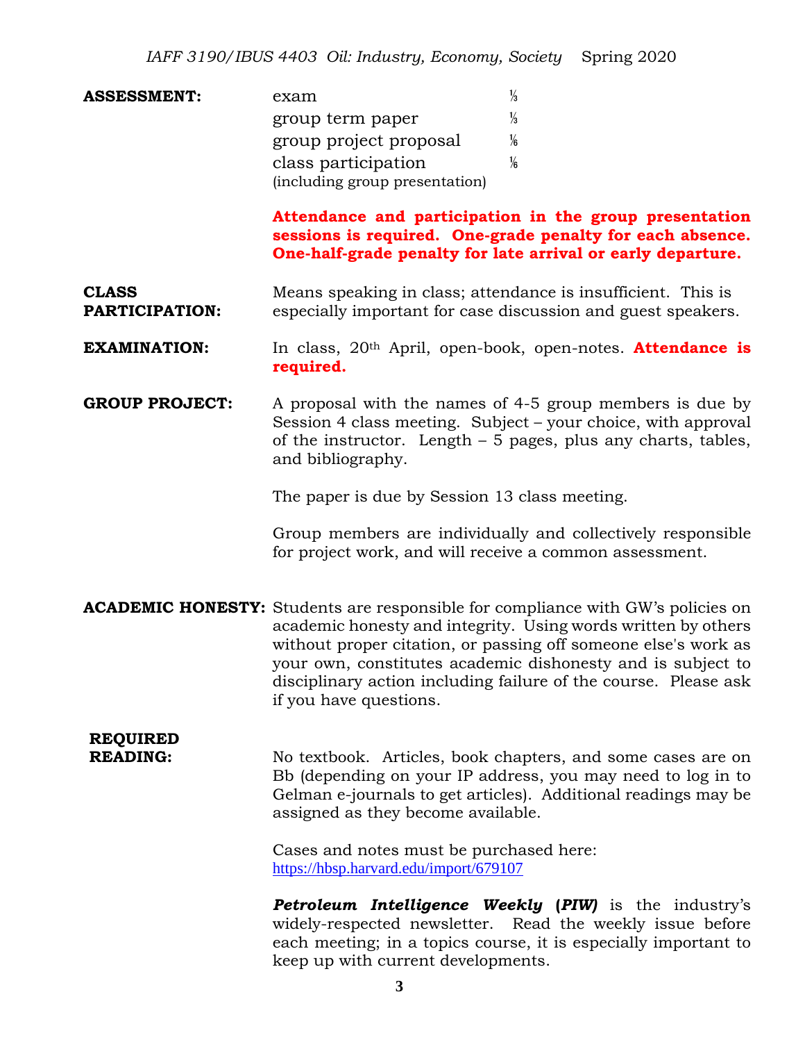**ASSESSMENT:**

| | |
|---|---|
| exam | ⅓ |
| group term paper | ⅓ |
| group project proposal | ⅙ |
| class participation (including group presentation) | ⅙ |

**Attendance and participation in the group presentation sessions is required. One-grade penalty for each absence. One-half-grade penalty for late arrival or early departure.**

**CLASS PARTICIPATION:** Means speaking in class; attendance is insufficient. This is especially important for case discussion and guest speakers.

**EXAMINATION:** In class, 20th April, open-book, open-notes. **Attendance is required.**

**GROUP PROJECT:** A proposal with the names of 4-5 group members is due by Session 4 class meeting. Subject – your choice, with approval of the instructor. Length – 5 pages, plus any charts, tables, and bibliography.

The paper is due by Session 13 class meeting.

Group members are individually and collectively responsible for project work, and will receive a common assessment.

**ACADEMIC HONESTY:** Students are responsible for compliance with GW's policies on academic honesty and integrity. Using words written by others without proper citation, or passing off someone else's work as your own, constitutes academic dishonesty and is subject to disciplinary action including failure of the course. Please ask if you have questions.

**REQUIRED READING:** No textbook. Articles, book chapters, and some cases are on Bb (depending on your IP address, you may need to log in to Gelman e-journals to get articles). Additional readings may be assigned as they become available.

Cases and notes must be purchased here: https://hbsp.harvard.edu/import/679107

***Petroleum Intelligence Weekly* (*PIW*)** is the industry's widely-respected newsletter. Read the weekly issue before each meeting; in a topics course, it is especially important to keep up with current developments.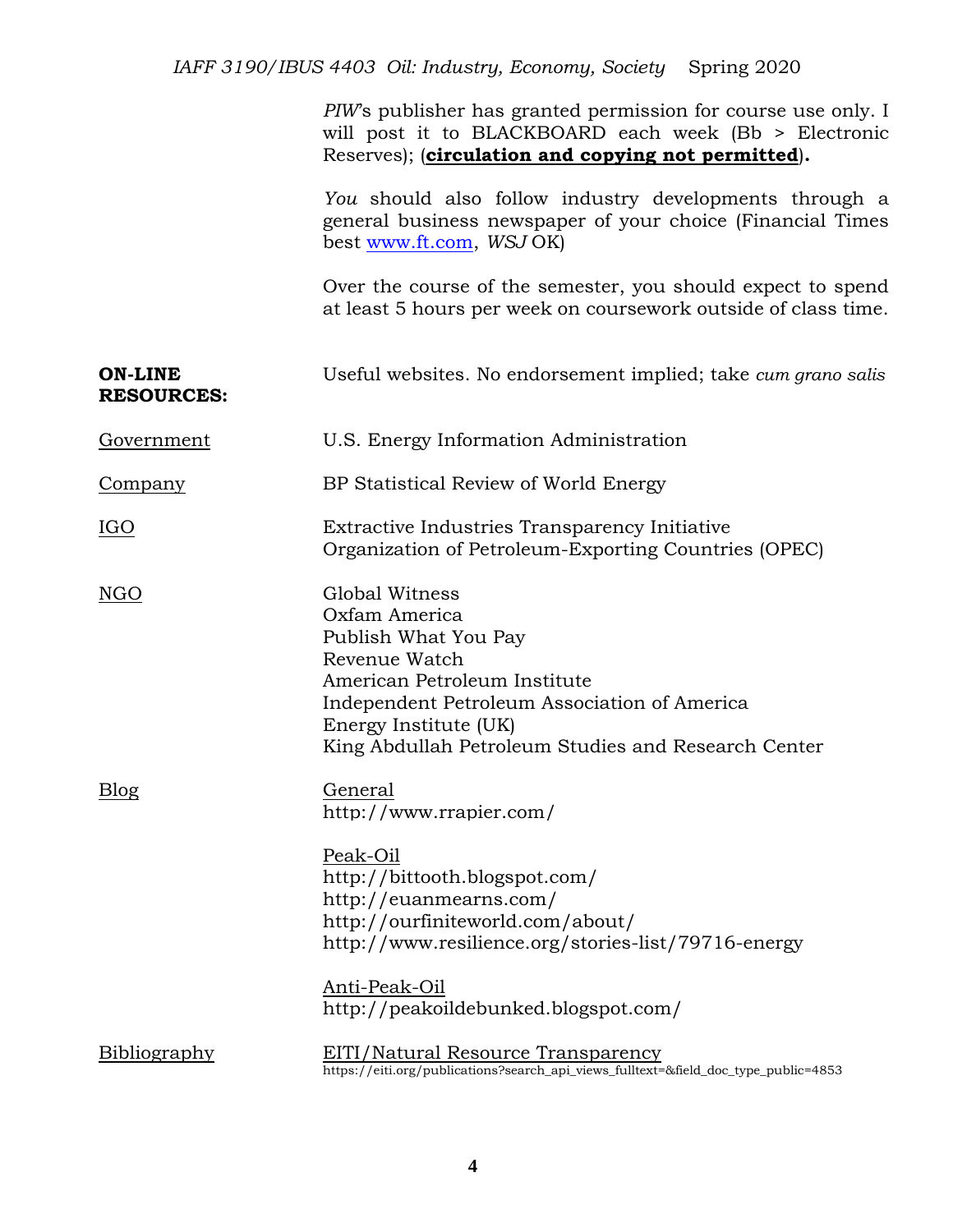*PIW*'s publisher has granted permission for course use only. I will post it to BLACKBOARD each week (Bb > Electronic Reserves); (**circulation and copying not permitted**).

*You* should also follow industry developments through a general business newspaper of your choice (Financial Times best www.ft.com, *WSJ* OK)

Over the course of the semester, you should expect to spend at least 5 hours per week on coursework outside of class time.

**ON-LINE RESOURCES:** Useful websites. No endorsement implied; take *cum grano salis*

Government
- U.S. Energy Information Administration

Company
- BP Statistical Review of World Energy

IGO
- Extractive Industries Transparency Initiative
- Organization of Petroleum-Exporting Countries (OPEC)

NGO
- Global Witness
- Oxfam America
- Publish What You Pay
- Revenue Watch
- American Petroleum Institute
- Independent Petroleum Association of America
- Energy Institute (UK)
- King Abdullah Petroleum Studies and Research Center

Blog

General
- http://www.rrapier.com/

Peak-Oil
- http://bittooth.blogspot.com/
- http://euanmearns.com/
- http://ourfiniteworld.com/about/
- http://www.resilience.org/stories-list/79716-energy

Anti-Peak-Oil
- http://peakoildebunked.blogspot.com/

Bibliography

EITI/Natural Resource Transparency
- https://eiti.org/publications?search_api_views_fulltext=&field_doc_type_public=4853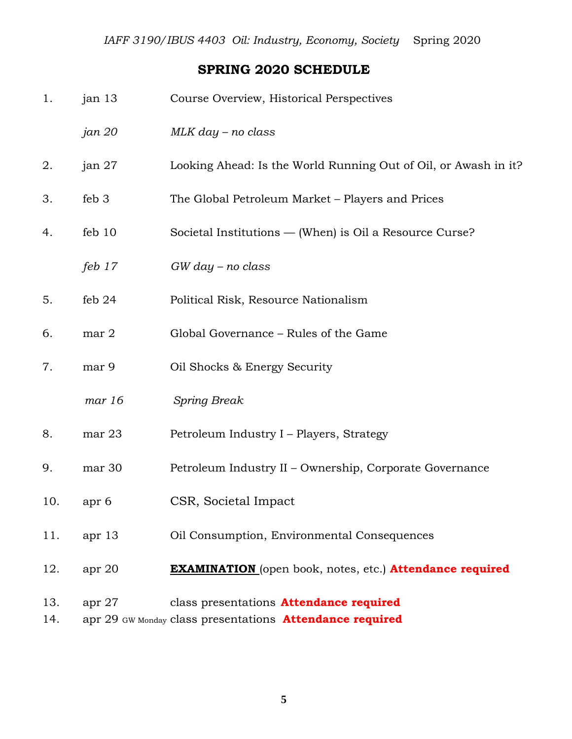## SPRING 2020 SCHEDULE

| | | |
|---|---|---|
| 1. | jan 13 | Course Overview, Historical Perspectives |
| | *jan 20* | *MLK day – no class* |
| 2. | jan 27 | Looking Ahead: Is the World Running Out of Oil, or Awash in it? |
| 3. | feb 3 | The Global Petroleum Market – Players and Prices |
| 4. | feb 10 | Societal Institutions — (When) is Oil a Resource Curse? |
| | *feb 17* | *GW day – no class* |
| 5. | feb 24 | Political Risk, Resource Nationalism |
| 6. | mar 2 | Global Governance – Rules of the Game |
| 7. | mar 9 | Oil Shocks & Energy Security |
| | *mar 16* | *Spring Break* |
| 8. | mar 23 | Petroleum Industry I – Players, Strategy |
| 9. | mar 30 | Petroleum Industry II – Ownership, Corporate Governance |
| 10. | apr 6 | CSR, Societal Impact |
| 11. | apr 13 | Oil Consumption, Environmental Consequences |
| 12. | apr 20 | **EXAMINATION** (open book, notes, etc.) **Attendance required** |
| 13. | apr 27 | class presentations **Attendance required** |
| 14. | apr 29 GW Monday | class presentations **Attendance required** |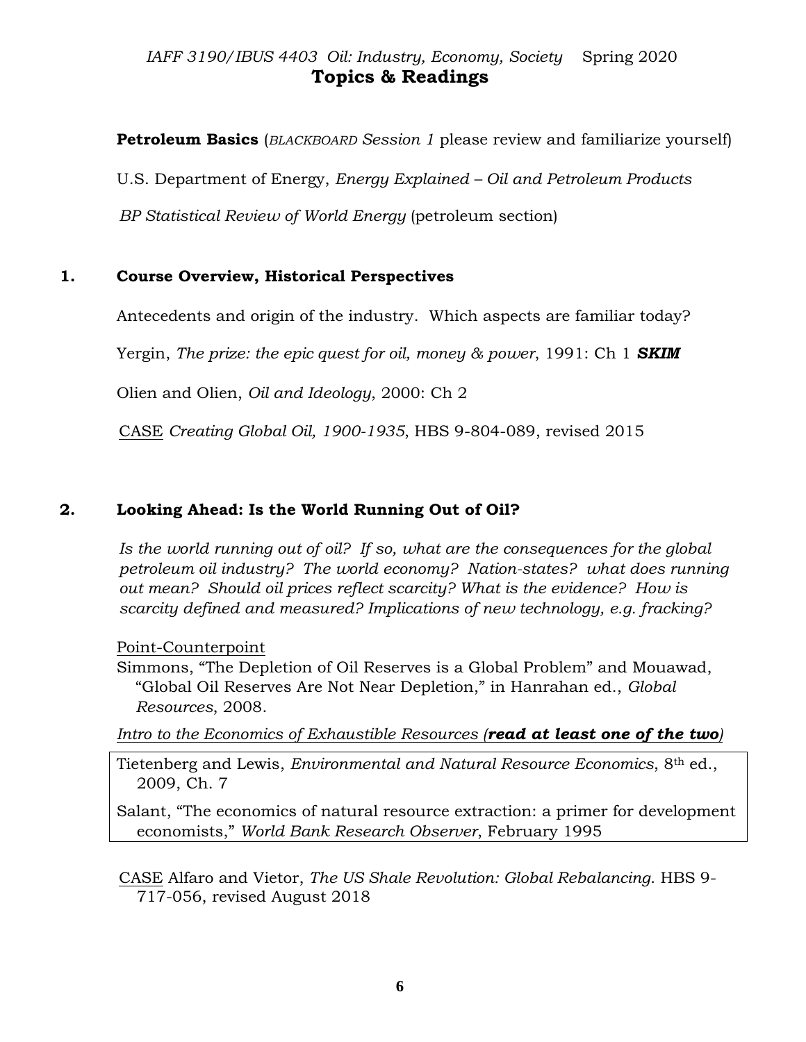*IAFF 3190/IBUS 4403 Oil: Industry, Economy, Society* Spring 2020

# Topics & Readings

**Petroleum Basics** (*BLACKBOARD Session 1* please review and familiarize yourself)

U.S. Department of Energy, *Energy Explained – Oil and Petroleum Products*

*BP Statistical Review of World Energy* (petroleum section)

## 1. Course Overview, Historical Perspectives

Antecedents and origin of the industry. Which aspects are familiar today?

Yergin, *The prize: the epic quest for oil, money & power*, 1991: Ch 1 ***SKIM***

Olien and Olien, *Oil and Ideology*, 2000: Ch 2

<u>CASE</u> *Creating Global Oil, 1900-1935*, HBS 9-804-089, revised 2015

## 2. Looking Ahead: Is the World Running Out of Oil?

*Is the world running out of oil? If so, what are the consequences for the global petroleum oil industry? The world economy? Nation-states? what does running out mean? Should oil prices reflect scarcity? What is the evidence? How is scarcity defined and measured? Implications of new technology, e.g. fracking?*

<u>Point-Counterpoint</u>

Simmons, "The Depletion of Oil Reserves is a Global Problem" and Mouawad, "Global Oil Reserves Are Not Near Depletion," in Hanrahan ed., *Global Resources*, 2008.

<u>*Intro to the Economics of Exhaustible Resources (**read at least one of the two**)*</u>

Tietenberg and Lewis, *Environmental and Natural Resource Economics*, 8th ed., 2009, Ch. 7

Salant, "The economics of natural resource extraction: a primer for development economists," *World Bank Research Observer*, February 1995

<u>CASE</u> Alfaro and Vietor, *The US Shale Revolution: Global Rebalancing*. HBS 9-717-056, revised August 2018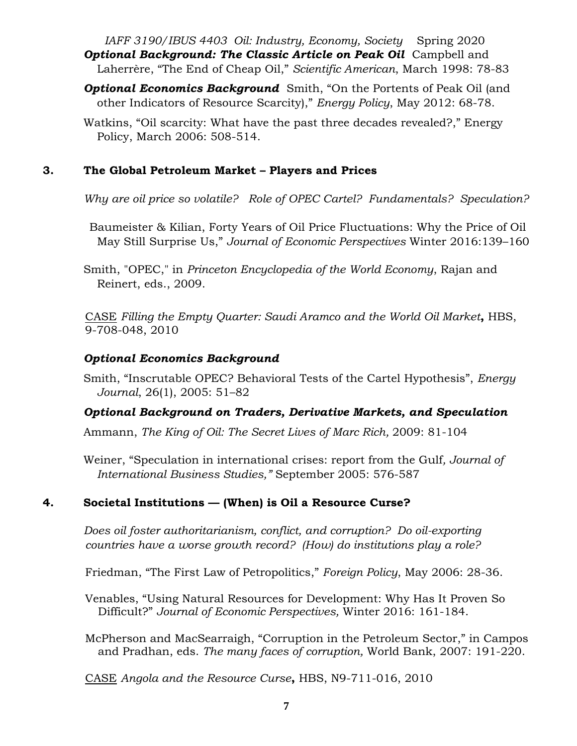***Optional Background: The Classic Article on Peak Oil*** Campbell and Laherrère, "The End of Cheap Oil," *Scientific American*, March 1998: 78-83

***Optional Economics Background*** Smith, "On the Portents of Peak Oil (and other Indicators of Resource Scarcity)," *Energy Policy*, May 2012: 68-78.

Watkins, "Oil scarcity: What have the past three decades revealed?," Energy Policy, March 2006: 508-514.

## 3. The Global Petroleum Market – Players and Prices

*Why are oil price so volatile? Role of OPEC Cartel? Fundamentals? Speculation?*

Baumeister & Kilian, Forty Years of Oil Price Fluctuations: Why the Price of Oil May Still Surprise Us," *Journal of Economic Perspectives* Winter 2016:139–160

Smith, "OPEC," in *Princeton Encyclopedia of the World Economy*, Rajan and Reinert, eds., 2009.

<u>CASE</u> *Filling the Empty Quarter: Saudi Aramco and the World Oil Market***,** HBS, 9-708-048, 2010

***Optional Economics Background***

Smith, "Inscrutable OPEC? Behavioral Tests of the Cartel Hypothesis", *Energy Journal*, 26(1), 2005: 51–82

***Optional Background on Traders, Derivative Markets, and Speculation***

Ammann, *The King of Oil: The Secret Lives of Marc Rich,* 2009: 81-104

Weiner, "Speculation in international crises: report from the Gulf*, Journal of International Business Studies,"* September 2005: 576-587

## 4. Societal Institutions — (When) is Oil a Resource Curse?

*Does oil foster authoritarianism, conflict, and corruption? Do oil-exporting countries have a worse growth record? (How) do institutions play a role?*

Friedman, "The First Law of Petropolitics," *Foreign Policy*, May 2006: 28-36.

Venables, "Using Natural Resources for Development: Why Has It Proven So Difficult?" *Journal of Economic Perspectives,* Winter 2016: 161-184.

McPherson and MacSearraigh, "Corruption in the Petroleum Sector," in Campos and Pradhan, eds. *The many faces of corruption,* World Bank, 2007: 191-220.

<u>CASE</u> *Angola and the Resource Curse***,** HBS, N9-711-016, 2010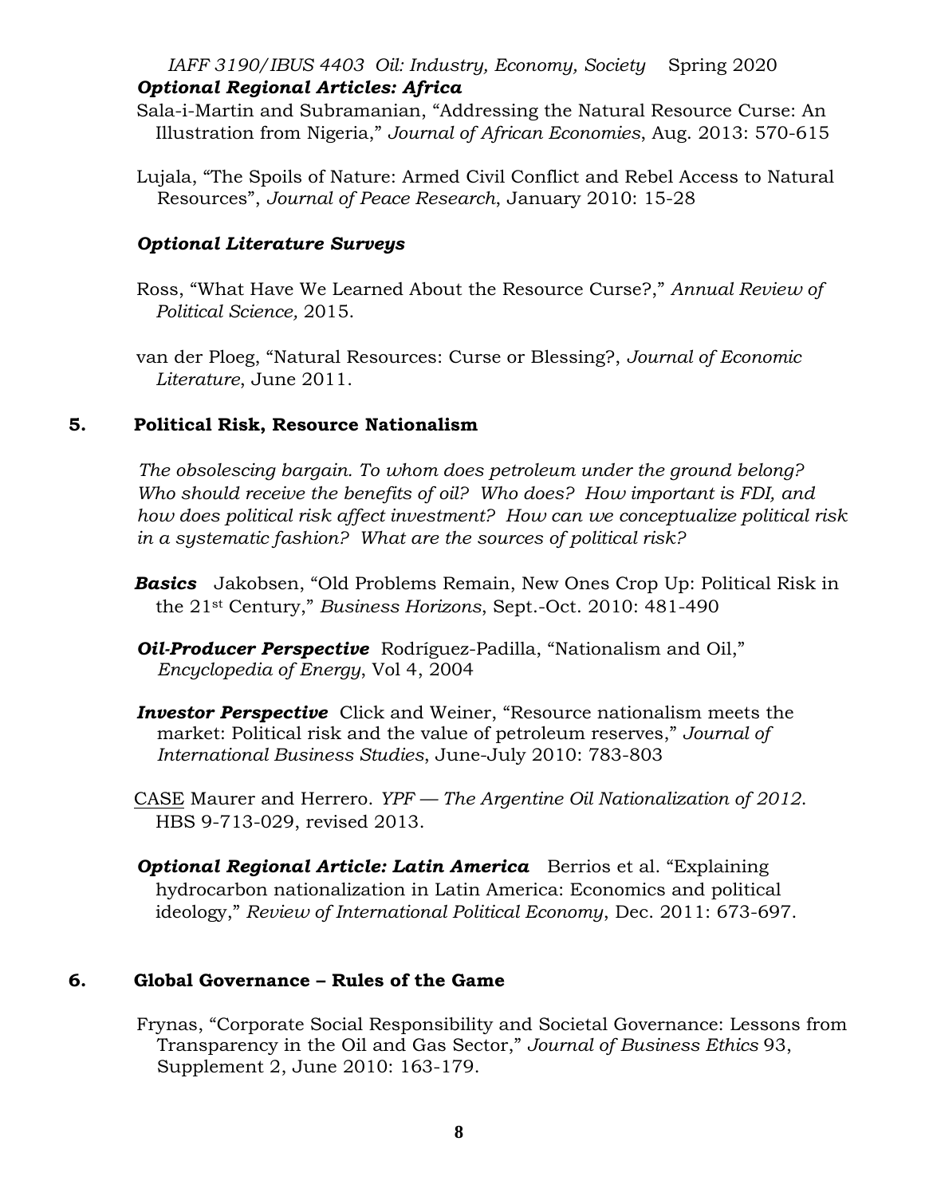### *Optional Regional Articles: Africa*

Sala-i-Martin and Subramanian, "Addressing the Natural Resource Curse: An Illustration from Nigeria," *Journal of African Economies*, Aug. 2013: 570-615

Lujala, "The Spoils of Nature: Armed Civil Conflict and Rebel Access to Natural Resources", *Journal of Peace Research*, January 2010: 15-28

### *Optional Literature Surveys*

Ross, "What Have We Learned About the Resource Curse?," *Annual Review of Political Science,* 2015.

van der Ploeg, "Natural Resources: Curse or Blessing?, *Journal of Economic Literature*, June 2011.

## 5. Political Risk, Resource Nationalism

*The obsolescing bargain. To whom does petroleum under the ground belong? Who should receive the benefits of oil? Who does? How important is FDI, and how does political risk affect investment? How can we conceptualize political risk in a systematic fashion? What are the sources of political risk?*

***Basics*** Jakobsen, "Old Problems Remain, New Ones Crop Up: Political Risk in the 21st Century," *Business Horizons*, Sept.-Oct. 2010: 481-490

***Oil-Producer Perspective*** Rodríguez-Padilla, "Nationalism and Oil," *Encyclopedia of Energy*, Vol 4, 2004

***Investor Perspective*** Click and Weiner, "Resource nationalism meets the market: Political risk and the value of petroleum reserves," *Journal of International Business Studies*, June-July 2010: 783-803

<u>CASE</u> Maurer and Herrero. *YPF — The Argentine Oil Nationalization of 2012*. HBS 9-713-029, revised 2013.

***Optional Regional Article: Latin America*** Berrios et al. "Explaining hydrocarbon nationalization in Latin America: Economics and political ideology," *Review of International Political Economy*, Dec. 2011: 673-697.

## 6. Global Governance – Rules of the Game

Frynas, "Corporate Social Responsibility and Societal Governance: Lessons from Transparency in the Oil and Gas Sector," *Journal of Business Ethics* 93, Supplement 2, June 2010: 163-179.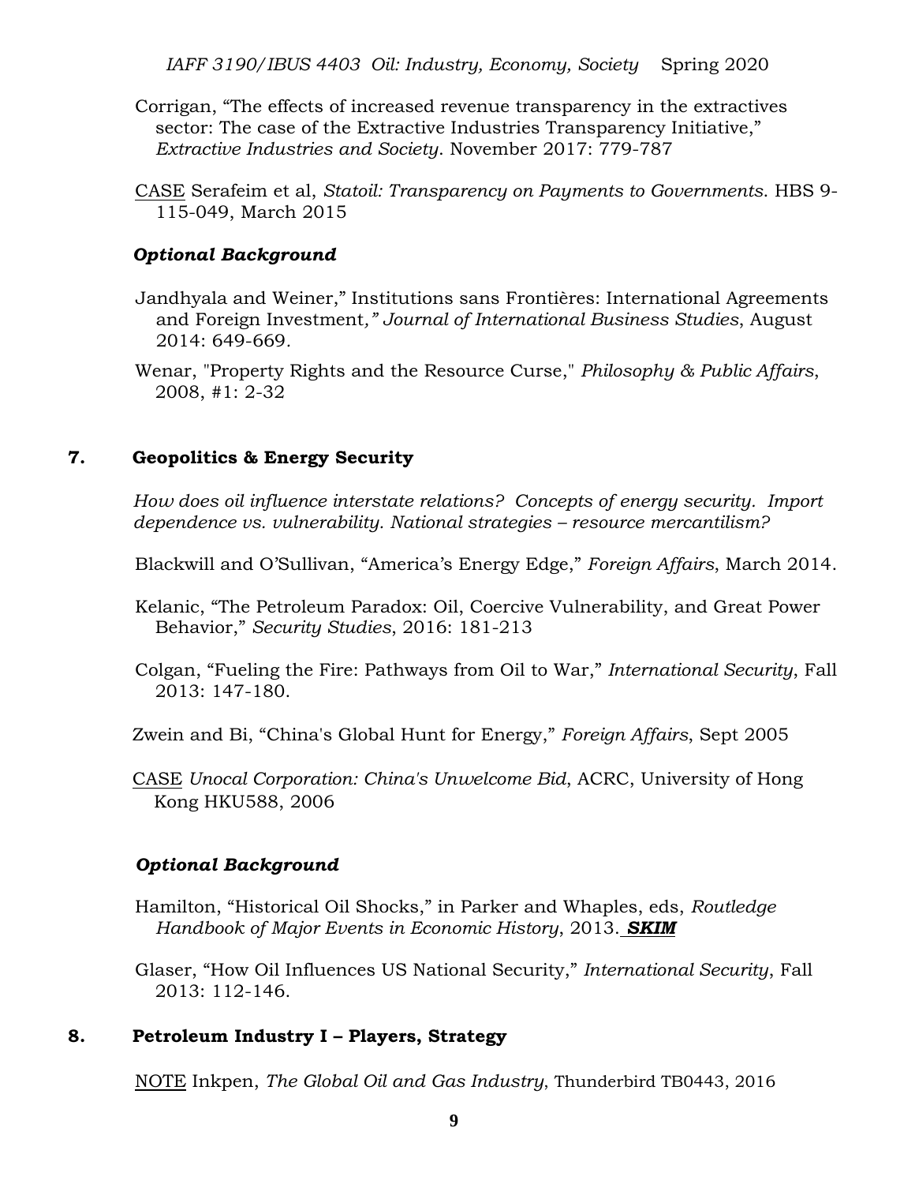Corrigan, "The effects of increased revenue transparency in the extractives sector: The case of the Extractive Industries Transparency Initiative," *Extractive Industries and Society*. November 2017: 779-787

<u>CASE</u> Serafeim et al, *Statoil: Transparency on Payments to Governments*. HBS 9-115-049, March 2015

***Optional Background***

Jandhyala and Weiner," Institutions sans Frontières: International Agreements and Foreign Investment*," Journal of International Business Studies*, August 2014: 649-669.

Wenar, "Property Rights and the Resource Curse," *Philosophy & Public Affairs*, 2008, #1: 2-32

## 7. Geopolitics & Energy Security

*How does oil influence interstate relations? Concepts of energy security. Import dependence vs. vulnerability. National strategies – resource mercantilism?*

Blackwill and O'Sullivan, "America's Energy Edge," *Foreign Affairs*, March 2014.

Kelanic, "The Petroleum Paradox: Oil, Coercive Vulnerability, and Great Power Behavior," *Security Studies*, 2016: 181-213

Colgan, "Fueling the Fire: Pathways from Oil to War," *International Security*, Fall 2013: 147-180.

Zwein and Bi, "China's Global Hunt for Energy," *Foreign Affairs*, Sept 2005

<u>CASE</u> *Unocal Corporation: China's Unwelcome Bid*, ACRC, University of Hong Kong HKU588, 2006

***Optional Background***

Hamilton, "Historical Oil Shocks," in Parker and Whaples, eds, *Routledge Handbook of Major Events in Economic History*, 2013. ***SKIM***

Glaser, "How Oil Influences US National Security," *International Security*, Fall 2013: 112-146.

## 8. Petroleum Industry I – Players, Strategy

<u>NOTE</u> Inkpen, *The Global Oil and Gas Industry*, Thunderbird TB0443, 2016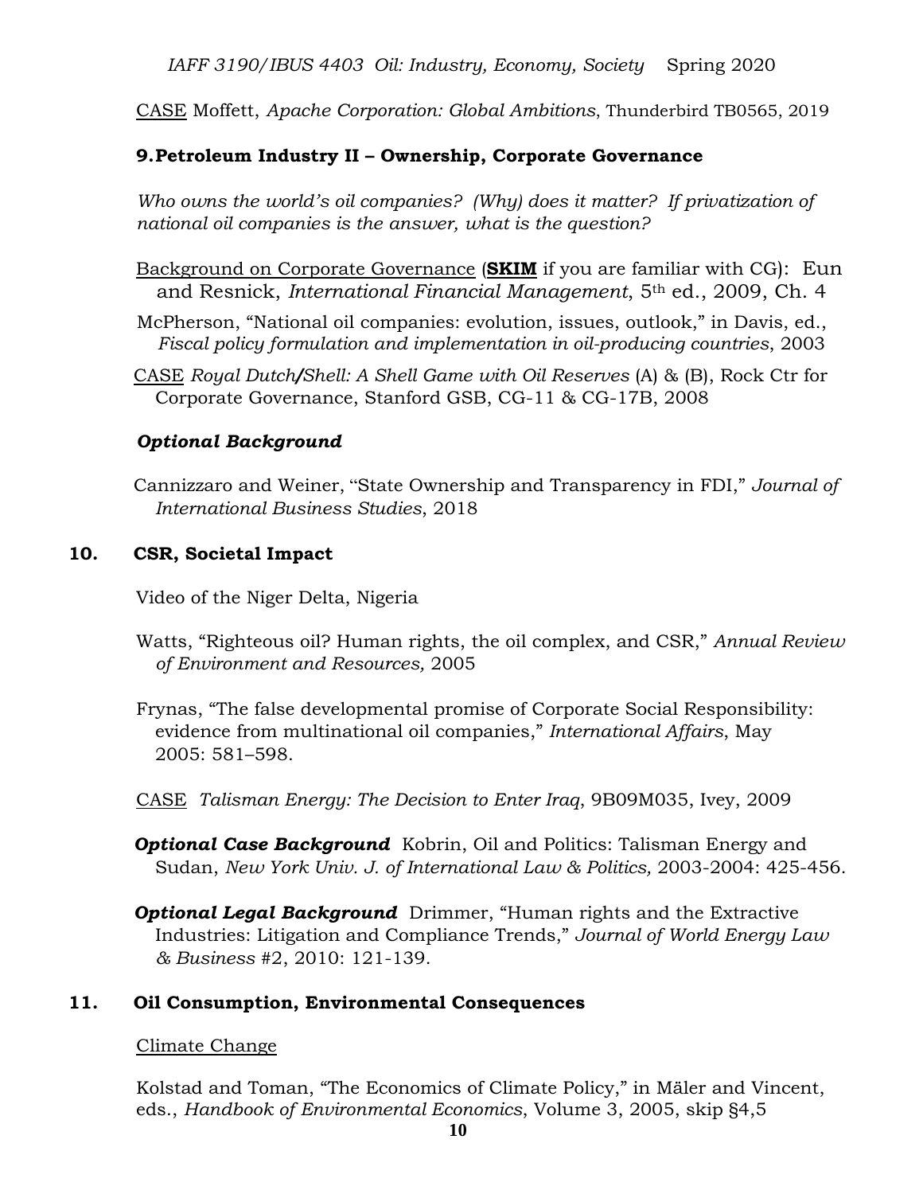CASE Moffett, *Apache Corporation: Global Ambitions*, Thunderbird TB0565, 2019

### 9. Petroleum Industry II – Ownership, Corporate Governance

*Who owns the world's oil companies? (Why) does it matter? If privatization of national oil companies is the answer, what is the question?*

Background on Corporate Governance (**SKIM** if you are familiar with CG): Eun and Resnick, *International Financial Management*, 5th ed., 2009, Ch. 4

McPherson, "National oil companies: evolution, issues, outlook," in Davis, ed., *Fiscal policy formulation and implementation in oil-producing countries*, 2003

CASE *Royal Dutch/Shell: A Shell Game with Oil Reserves* (A) & (B), Rock Ctr for Corporate Governance, Stanford GSB, CG-11 & CG-17B, 2008

***Optional Background***

Cannizzaro and Weiner, "State Ownership and Transparency in FDI," *Journal of International Business Studies*, 2018

### 10. CSR, Societal Impact

Video of the Niger Delta, Nigeria

Watts, "Righteous oil? Human rights, the oil complex, and CSR," *Annual Review of Environment and Resources,* 2005

Frynas, "The false developmental promise of Corporate Social Responsibility: evidence from multinational oil companies," *International Affairs*, May 2005: 581–598.

CASE *Talisman Energy: The Decision to Enter Iraq*, 9B09M035, Ivey, 2009

***Optional Case Background*** Kobrin, Oil and Politics: Talisman Energy and Sudan, *New York Univ. J. of International Law & Politics,* 2003-2004: 425-456.

***Optional Legal Background*** Drimmer, "Human rights and the Extractive Industries: Litigation and Compliance Trends," *Journal of World Energy Law & Business* #2, 2010: 121-139.

### 11. Oil Consumption, Environmental Consequences

Climate Change

Kolstad and Toman, "The Economics of Climate Policy," in Mäler and Vincent, eds., *Handbook of Environmental Economics*, Volume 3, 2005, skip §4,5